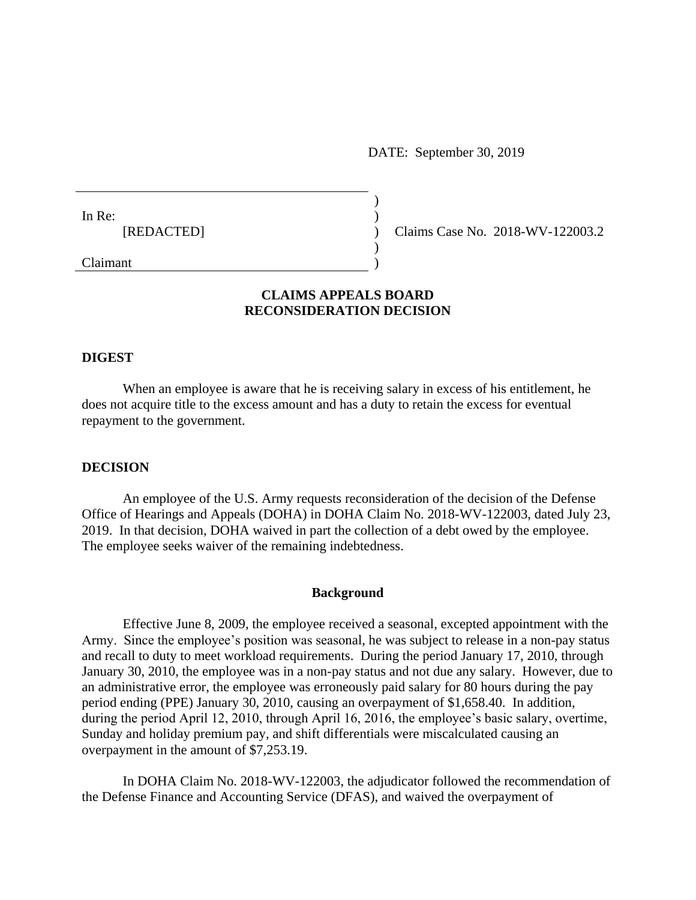DATE: September 30, 2019

In Re:
[REDACTED]

Claimant

Claims Case No. 2018-WV-122003.2

## CLAIMS APPEALS BOARD RECONSIDERATION DECISION

### DIGEST

When an employee is aware that he is receiving salary in excess of his entitlement, he does not acquire title to the excess amount and has a duty to retain the excess for eventual repayment to the government.

### DECISION

An employee of the U.S. Army requests reconsideration of the decision of the Defense Office of Hearings and Appeals (DOHA) in DOHA Claim No. 2018-WV-122003, dated July 23, 2019. In that decision, DOHA waived in part the collection of a debt owed by the employee. The employee seeks waiver of the remaining indebtedness.

#### Background

Effective June 8, 2009, the employee received a seasonal, excepted appointment with the Army. Since the employee's position was seasonal, he was subject to release in a non-pay status and recall to duty to meet workload requirements. During the period January 17, 2010, through January 30, 2010, the employee was in a non-pay status and not due any salary. However, due to an administrative error, the employee was erroneously paid salary for 80 hours during the pay period ending (PPE) January 30, 2010, causing an overpayment of $1,658.40. In addition, during the period April 12, 2010, through April 16, 2016, the employee's basic salary, overtime, Sunday and holiday premium pay, and shift differentials were miscalculated causing an overpayment in the amount of $7,253.19.

In DOHA Claim No. 2018-WV-122003, the adjudicator followed the recommendation of the Defense Finance and Accounting Service (DFAS), and waived the overpayment of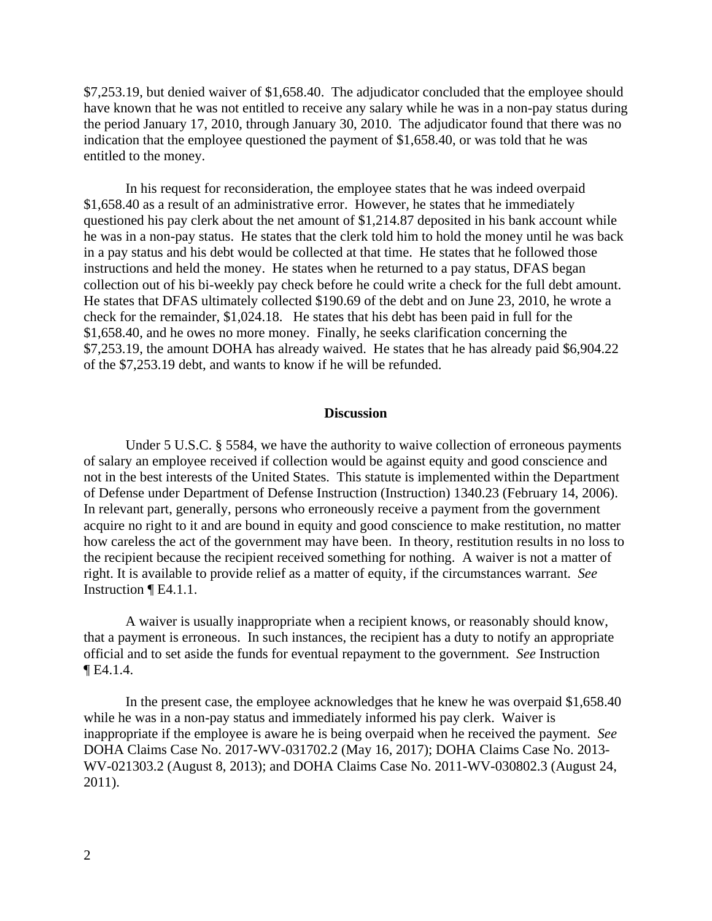$7,253.19, but denied waiver of $1,658.40. The adjudicator concluded that the employee should have known that he was not entitled to receive any salary while he was in a non-pay status during the period January 17, 2010, through January 30, 2010. The adjudicator found that there was no indication that the employee questioned the payment of $1,658.40, or was told that he was entitled to the money.

In his request for reconsideration, the employee states that he was indeed overpaid $1,658.40 as a result of an administrative error. However, he states that he immediately questioned his pay clerk about the net amount of $1,214.87 deposited in his bank account while he was in a non-pay status. He states that the clerk told him to hold the money until he was back in a pay status and his debt would be collected at that time. He states that he followed those instructions and held the money. He states when he returned to a pay status, DFAS began collection out of his bi-weekly pay check before he could write a check for the full debt amount. He states that DFAS ultimately collected $190.69 of the debt and on June 23, 2010, he wrote a check for the remainder, $1,024.18. He states that his debt has been paid in full for the $1,658.40, and he owes no more money. Finally, he seeks clarification concerning the $7,253.19, the amount DOHA has already waived. He states that he has already paid $6,904.22 of the $7,253.19 debt, and wants to know if he will be refunded.

## Discussion

Under 5 U.S.C. § 5584, we have the authority to waive collection of erroneous payments of salary an employee received if collection would be against equity and good conscience and not in the best interests of the United States. This statute is implemented within the Department of Defense under Department of Defense Instruction (Instruction) 1340.23 (February 14, 2006). In relevant part, generally, persons who erroneously receive a payment from the government acquire no right to it and are bound in equity and good conscience to make restitution, no matter how careless the act of the government may have been. In theory, restitution results in no loss to the recipient because the recipient received something for nothing. A waiver is not a matter of right. It is available to provide relief as a matter of equity, if the circumstances warrant. *See* Instruction ¶ E4.1.1.

A waiver is usually inappropriate when a recipient knows, or reasonably should know, that a payment is erroneous. In such instances, the recipient has a duty to notify an appropriate official and to set aside the funds for eventual repayment to the government. *See* Instruction ¶ E4.1.4.

In the present case, the employee acknowledges that he knew he was overpaid $1,658.40 while he was in a non-pay status and immediately informed his pay clerk. Waiver is inappropriate if the employee is aware he is being overpaid when he received the payment. *See* DOHA Claims Case No. 2017-WV-031702.2 (May 16, 2017); DOHA Claims Case No. 2013-WV-021303.2 (August 8, 2013); and DOHA Claims Case No. 2011-WV-030802.3 (August 24, 2011).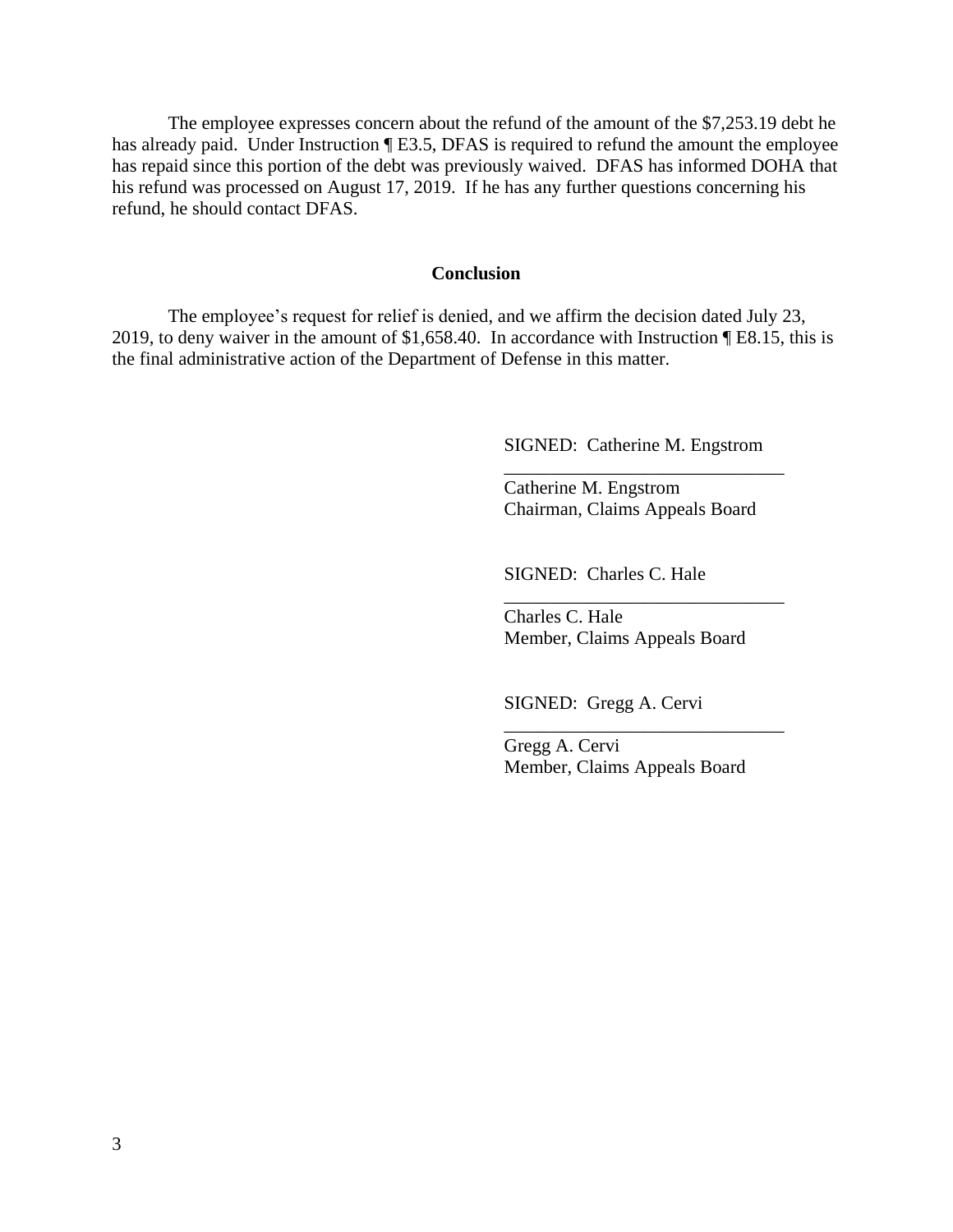The employee expresses concern about the refund of the amount of the $7,253.19 debt he has already paid. Under Instruction ¶ E3.5, DFAS is required to refund the amount the employee has repaid since this portion of the debt was previously waived. DFAS has informed DOHA that his refund was processed on August 17, 2019. If he has any further questions concerning his refund, he should contact DFAS.

## Conclusion

The employee's request for relief is denied, and we affirm the decision dated July 23, 2019, to deny waiver in the amount of $1,658.40. In accordance with Instruction ¶ E8.15, this is the final administrative action of the Department of Defense in this matter.

SIGNED: Catherine M. Engstrom

______________________________
Catherine M. Engstrom
Chairman, Claims Appeals Board

SIGNED: Charles C. Hale

______________________________
Charles C. Hale
Member, Claims Appeals Board

SIGNED: Gregg A. Cervi

______________________________
Gregg A. Cervi
Member, Claims Appeals Board